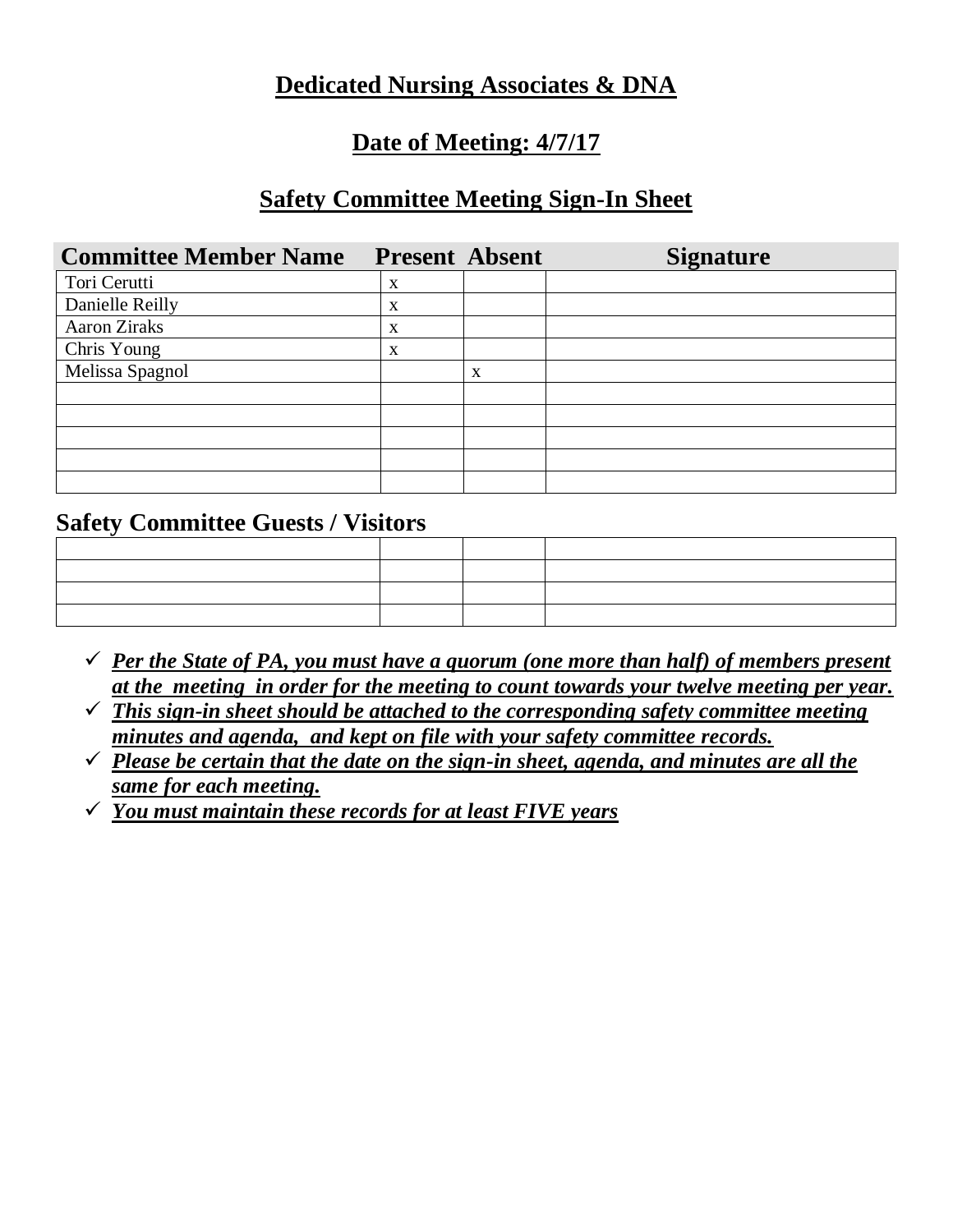# **Dedicated Nursing Associates & DNA**

## **Date of Meeting: 4/7/17**

## **Safety Committee Meeting Sign-In Sheet**

| Committee Member Name | Present | Absent | Signature |
|---|---|---|---|
| Tori Cerutti | x | | |
| Danielle Reilly | x | | |
| Aaron Ziraks | x | | |
| Chris Young | x | | |
| Melissa Spagnol | | x | |
| | | | |
| | | | |
| | | | |
| | | | |
| | | | |

### Safety Committee Guests / Visitors

| | | | |
|---|---|---|---|
| | | | |
| | | | |
| | | | |
| | | | |

- ✓ ***Per the State of PA, you must have a quorum (one more than half) of members present at the meeting in order for the meeting to count towards your twelve meeting per year.***
- ✓ ***This sign-in sheet should be attached to the corresponding safety committee meeting minutes and agenda, and kept on file with your safety committee records.***
- ✓ ***Please be certain that the date on the sign-in sheet, agenda, and minutes are all the same for each meeting.***
- ✓ ***You must maintain these records for at least FIVE years***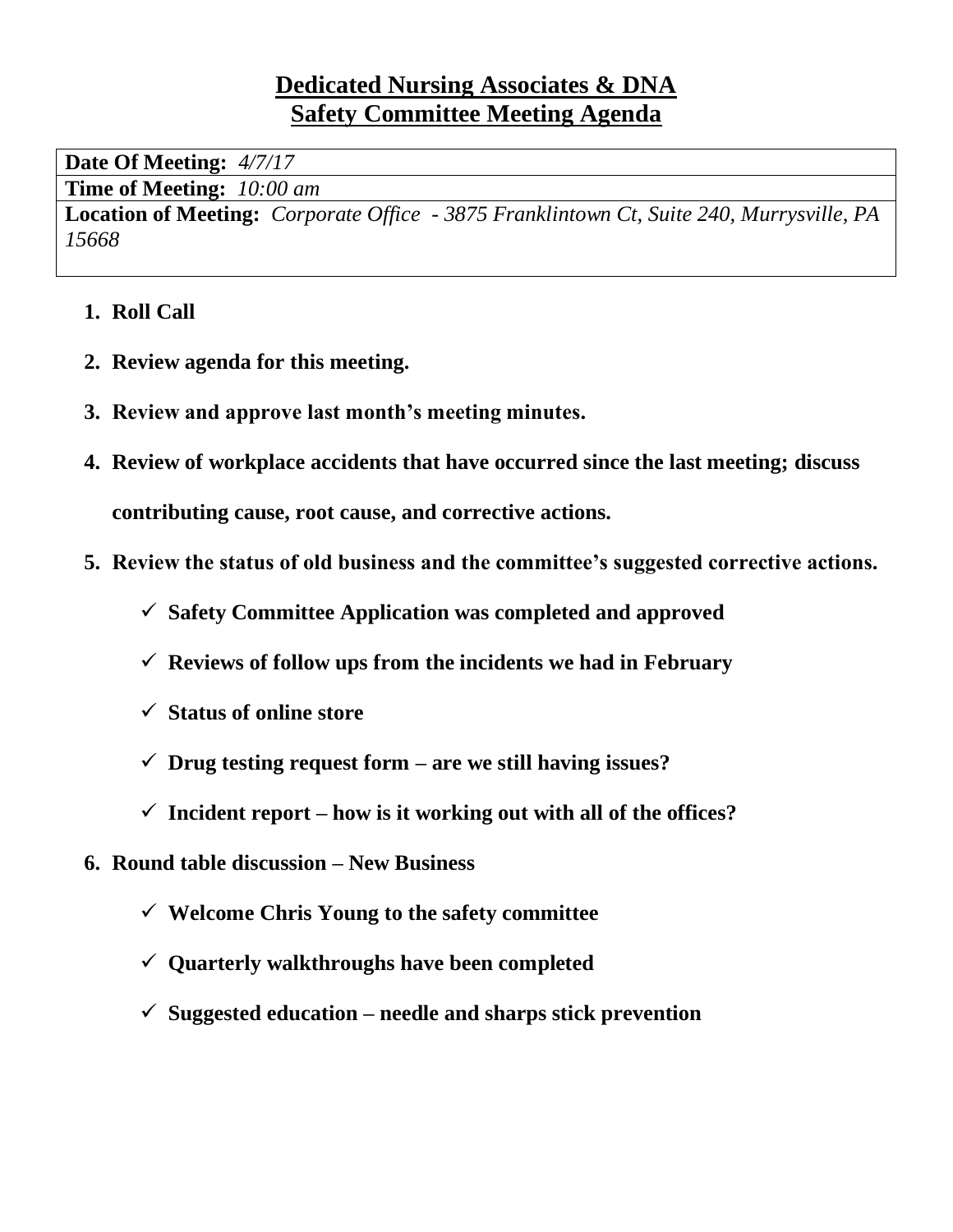# **Dedicated Nursing Associates & DNA**
# **Safety Committee Meeting Agenda**

| **Date Of Meeting:** *4/7/17* |
|---|
| **Time of Meeting:** *10:00 am* |
| **Location of Meeting:** *Corporate Office - 3875 Franklintown Ct, Suite 240, Murrysville, PA 15668* |

1. **Roll Call**
2. **Review agenda for this meeting.**
3. **Review and approve last month's meeting minutes.**
4. **Review of workplace accidents that have occurred since the last meeting; discuss contributing cause, root cause, and corrective actions.**
5. **Review the status of old business and the committee's suggested corrective actions.**
   - ✓ **Safety Committee Application was completed and approved**
   - ✓ **Reviews of follow ups from the incidents we had in February**
   - ✓ **Status of online store**
   - ✓ **Drug testing request form – are we still having issues?**
   - ✓ **Incident report – how is it working out with all of the offices?**
6. **Round table discussion – New Business**
   - ✓ **Welcome Chris Young to the safety committee**
   - ✓ **Quarterly walkthroughs have been completed**
   - ✓ **Suggested education – needle and sharps stick prevention**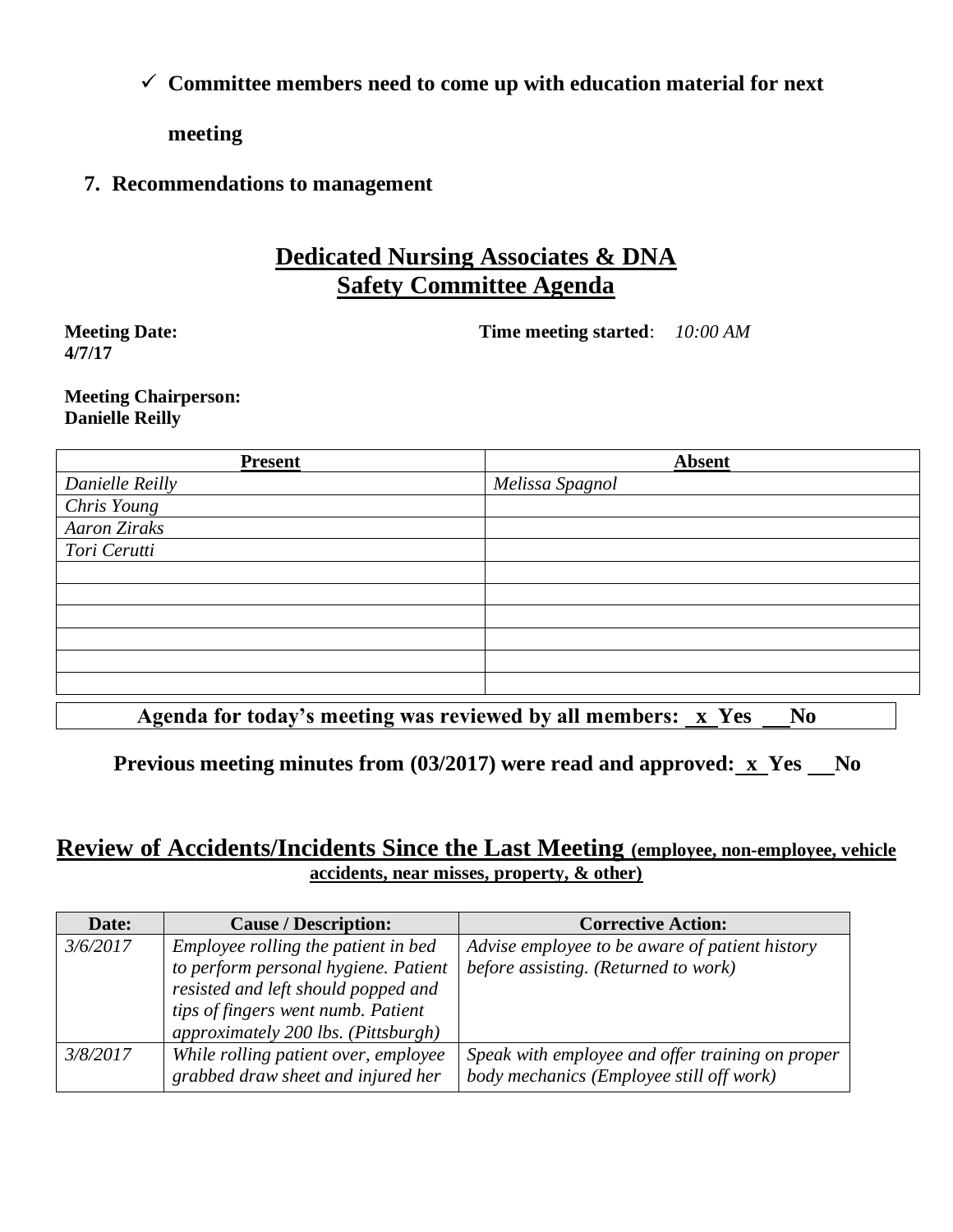✓ **Committee members need to come up with education material for next meeting**

**7. Recommendations to management**

## Dedicated Nursing Associates & DNA
## Safety Committee Agenda

**Meeting Date:** **4/7/17**

**Time meeting started**: *10:00 AM*

**Meeting Chairperson:** **Danielle Reilly**

| Present | Absent |
|---|---|
| *Danielle Reilly* | *Melissa Spagnol* |
| *Chris Young* | |
| *Aaron Ziraks* | |
| *Tori Cerutti* | |
| | |
| | |
| | |
| | |
| | |
| | |

**Agenda for today's meeting was reviewed by all members: \_x\_ Yes \_\_ No**

**Previous meeting minutes from (03/2017) were read and approved: \_x\_ Yes \_\_ No**

## Review of Accidents/Incidents Since the Last Meeting (employee, non-employee, vehicle accidents, near misses, property, & other)

| Date: | Cause / Description: | Corrective Action: |
|---|---|---|
| *3/6/2017* | *Employee rolling the patient in bed to perform personal hygiene. Patient resisted and left should popped and tips of fingers went numb. Patient approximately 200 lbs. (Pittsburgh)* | *Advise employee to be aware of patient history before assisting. (Returned to work)* |
| *3/8/2017* | *While rolling patient over, employee grabbed draw sheet and injured her* | *Speak with employee and offer training on proper body mechanics (Employee still off work)* |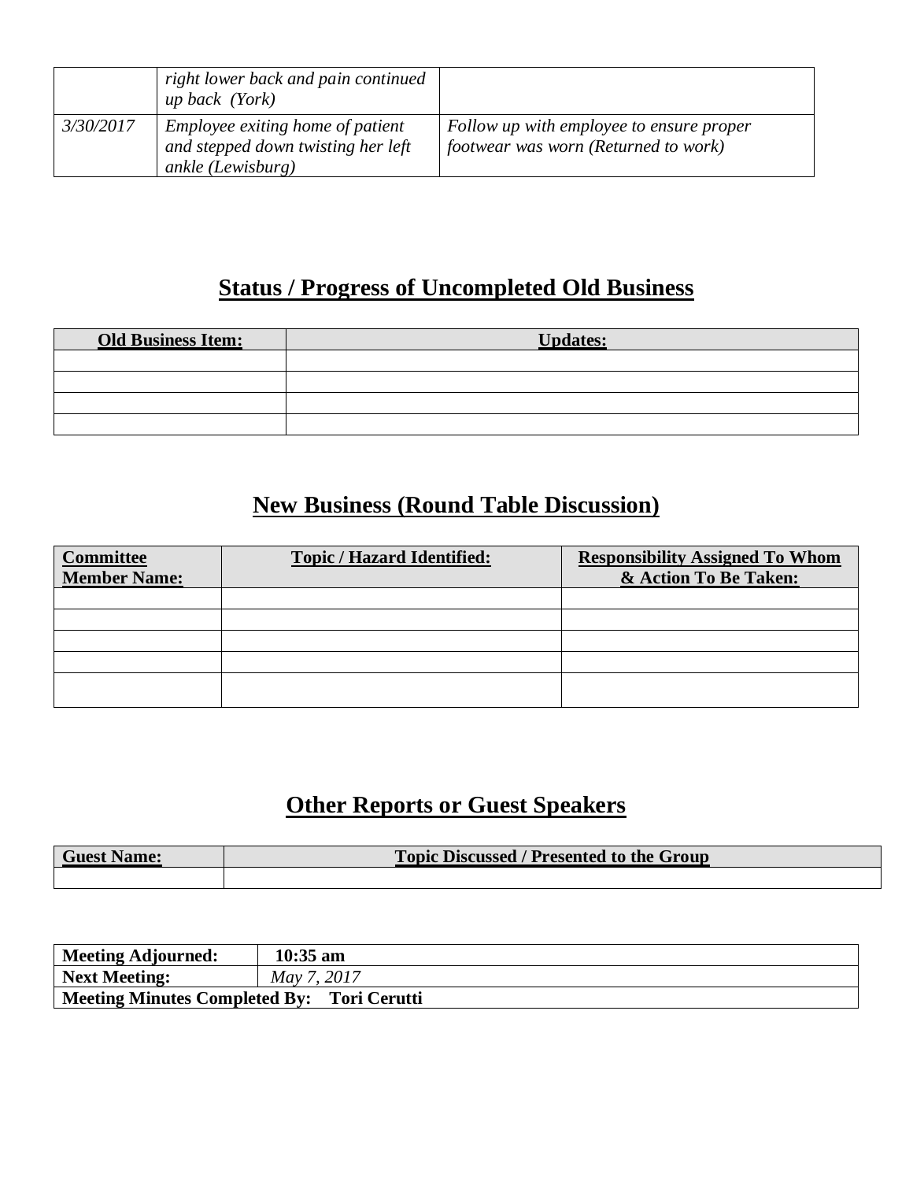| | | |
|---|---|---|
| | *right lower back and pain continued up back (York)* | |
| *3/30/2017* | *Employee exiting home of patient and stepped down twisting her left ankle (Lewisburg)* | *Follow up with employee to ensure proper footwear was worn (Returned to work)* |

## Status / Progress of Uncompleted Old Business

| Old Business Item: | Updates: |
|---|---|
| | |
| | |
| | |
| | |

## New Business (Round Table Discussion)

| Committee Member Name: | Topic / Hazard Identified: | Responsibility Assigned To Whom & Action To Be Taken: |
|---|---|---|
| | | |
| | | |
| | | |
| | | |
| | | |

## Other Reports or Guest Speakers

| Guest Name: | Topic Discussed / Presented to the Group |
|---|---|
| | |

| | |
|---|---|
| **Meeting Adjourned:** | **10:35 am** |
| **Next Meeting:** | *May 7, 2017* |
| **Meeting Minutes Completed By: Tori Cerutti** | |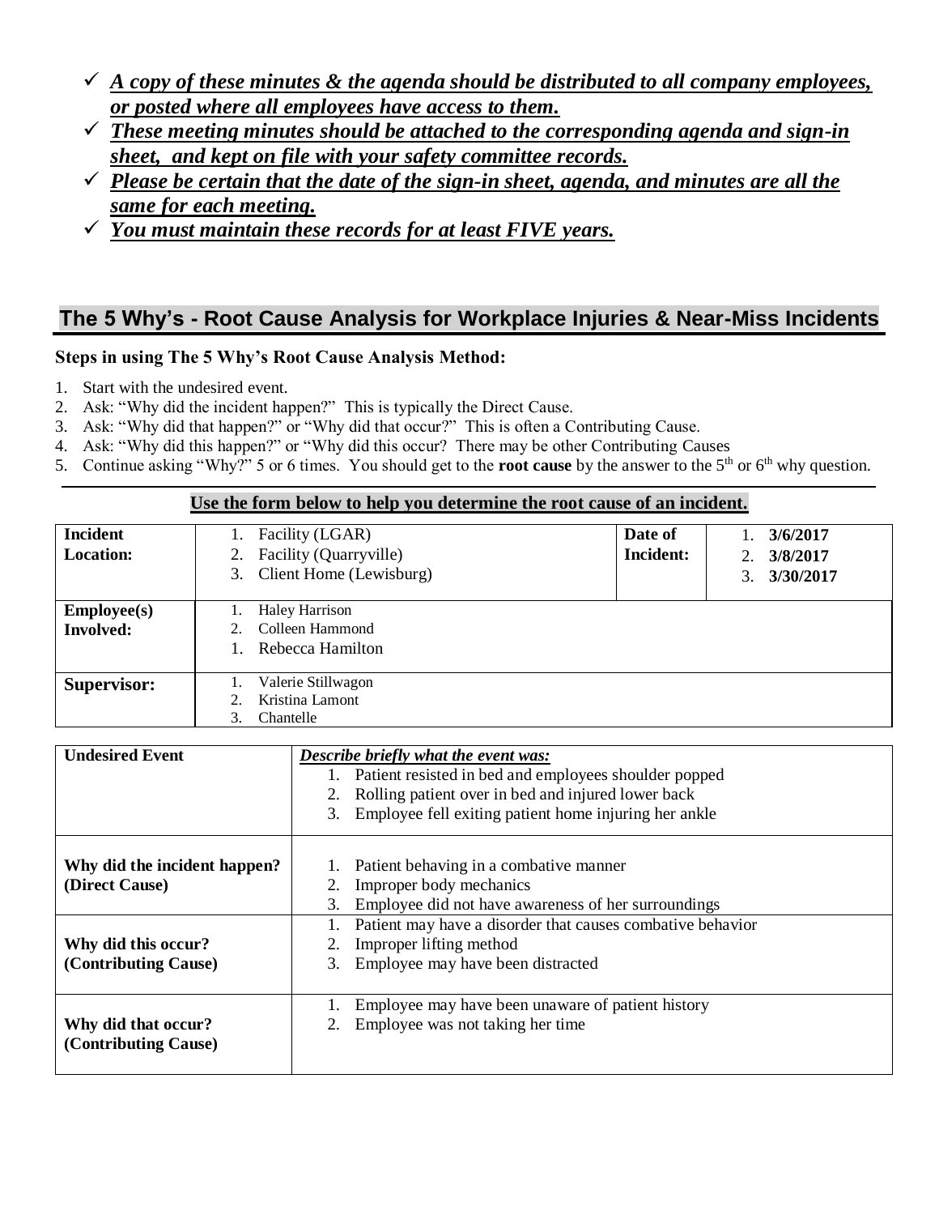- ✓ ***A copy of these minutes & the agenda should be distributed to all company employees, or posted where all employees have access to them.***
- ✓ ***These meeting minutes should be attached to the corresponding agenda and sign-in sheet, and kept on file with your safety committee records.***
- ✓ ***Please be certain that the date of the sign-in sheet, agenda, and minutes are all the same for each meeting.***
- ✓ ***You must maintain these records for at least FIVE years.***

## The 5 Why's - Root Cause Analysis for Workplace Injuries & Near-Miss Incidents

**Steps in using The 5 Why's Root Cause Analysis Method:**

1. Start with the undesired event.
2. Ask: "Why did the incident happen?" This is typically the Direct Cause.
3. Ask: "Why did that happen?" or "Why did that occur?" This is often a Contributing Cause.
4. Ask: "Why did this happen?" or "Why did this occur? There may be other Contributing Causes
5. Continue asking "Why?" 5 or 6 times. You should get to the **root cause** by the answer to the 5th or 6th why question.

**Use the form below to help you determine the root cause of an incident.**

| **Incident Location:** | 1. Facility (LGAR)<br>2. Facility (Quarryville)<br>3. Client Home (Lewisburg) | **Date of Incident:** | 1. **3/6/2017**<br>2. **3/8/2017**<br>3. **3/30/2017** |
|---|---|---|---|
| **Employee(s) Involved:** | 1. Haley Harrison<br>2. Colleen Hammond<br>1. Rebecca Hamilton | | |
| **Supervisor:** | 1. Valerie Stillwagon<br>2. Kristina Lamont<br>3. Chantelle | | |

| **Undesired Event** | ***Describe briefly what the event was:***<br>1. Patient resisted in bed and employees shoulder popped<br>2. Rolling patient over in bed and injured lower back<br>3. Employee fell exiting patient home injuring her ankle |
|---|---|
| **Why did the incident happen? (Direct Cause)** | 1. Patient behaving in a combative manner<br>2. Improper body mechanics<br>3. Employee did not have awareness of her surroundings |
| **Why did this occur? (Contributing Cause)** | 1. Patient may have a disorder that causes combative behavior<br>2. Improper lifting method<br>3. Employee may have been distracted |
| **Why did that occur? (Contributing Cause)** | 1. Employee may have been unaware of patient history<br>2. Employee was not taking her time |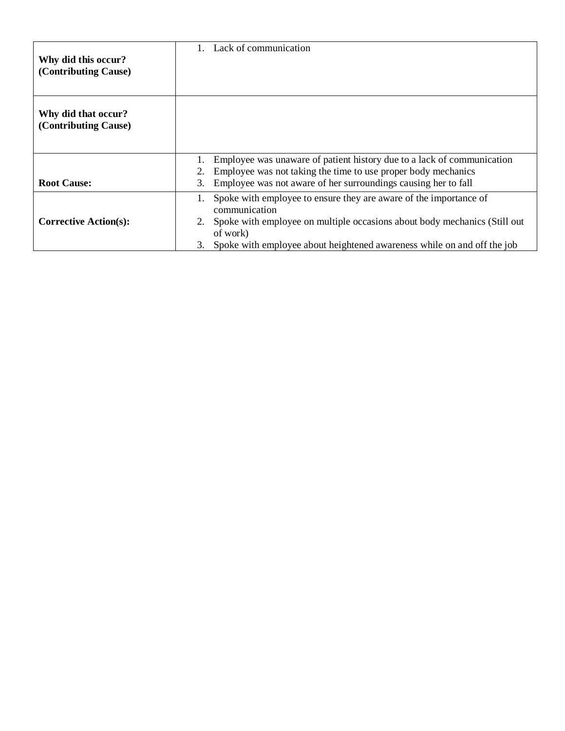| | |
|---|---|
| **Why did this occur? (Contributing Cause)** | 1. Lack of communication |
| **Why did that occur? (Contributing Cause)** | |
| **Root Cause:** | 1. Employee was unaware of patient history due to a lack of communication<br>2. Employee was not taking the time to use proper body mechanics<br>3. Employee was not aware of her surroundings causing her to fall |
| **Corrective Action(s):** | 1. Spoke with employee to ensure they are aware of the importance of communication<br>2. Spoke with employee on multiple occasions about body mechanics (Still out of work)<br>3. Spoke with employee about heightened awareness while on and off the job |